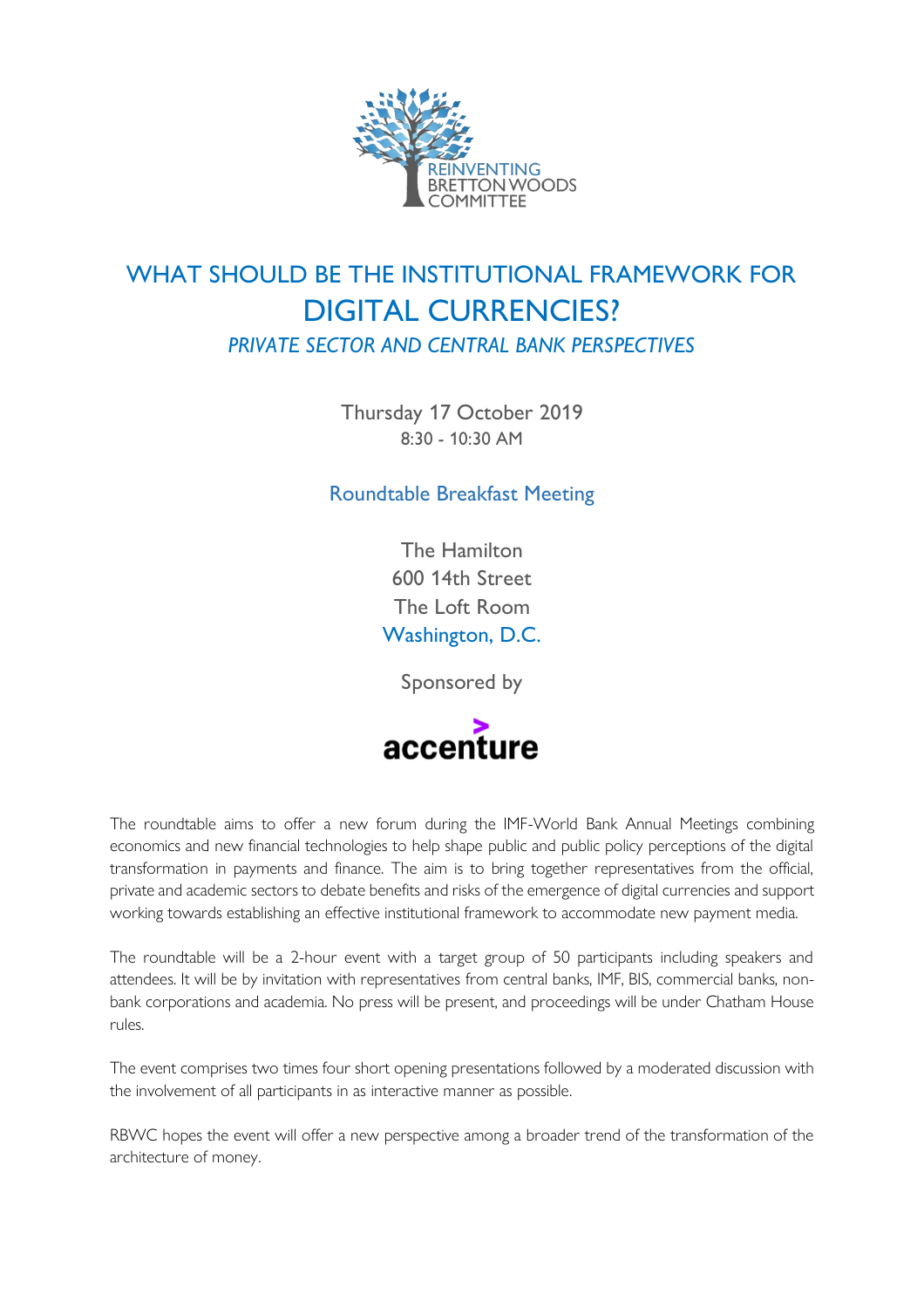REINVENTING BRETTON WOODS COMMITTEE

# WHAT SHOULD BE THE INSTITUTIONAL FRAMEWORK FOR DIGITAL CURRENCIES?

## *PRIVATE SECTOR AND CENTRAL BANK PERSPECTIVES*

Thursday 17 October 2019
8:30 - 10:30 AM

Roundtable Breakfast Meeting

The Hamilton
600 14th Street
The Loft Room
Washington, D.C.

Sponsored by

accenture

The roundtable aims to offer a new forum during the IMF-World Bank Annual Meetings combining economics and new financial technologies to help shape public and public policy perceptions of the digital transformation in payments and finance. The aim is to bring together representatives from the official, private and academic sectors to debate benefits and risks of the emergence of digital currencies and support working towards establishing an effective institutional framework to accommodate new payment media.

The roundtable will be a 2-hour event with a target group of 50 participants including speakers and attendees. It will be by invitation with representatives from central banks, IMF, BIS, commercial banks, non-bank corporations and academia. No press will be present, and proceedings will be under Chatham House rules.

The event comprises two times four short opening presentations followed by a moderated discussion with the involvement of all participants in as interactive manner as possible.

RBWC hopes the event will offer a new perspective among a broader trend of the transformation of the architecture of money.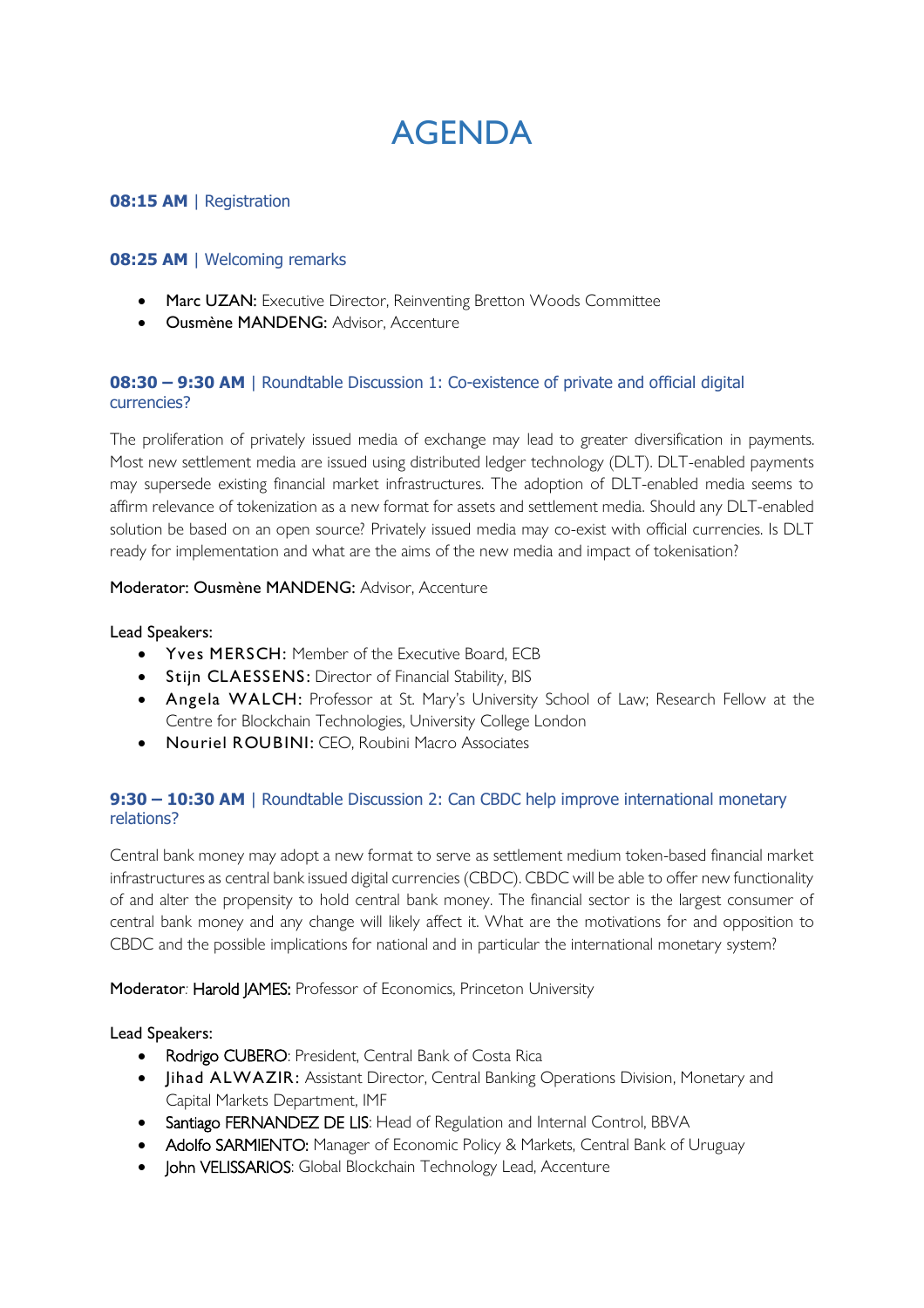# AGENDA

**08:15 AM** | Registration

**08:25 AM** | Welcoming remarks

- **Marc UZAN:** Executive Director, Reinventing Bretton Woods Committee
- **Ousmène MANDENG:** Advisor, Accenture

### **08:30 – 9:30 AM** | Roundtable Discussion 1: Co-existence of private and official digital currencies?

The proliferation of privately issued media of exchange may lead to greater diversification in payments. Most new settlement media are issued using distributed ledger technology (DLT). DLT-enabled payments may supersede existing financial market infrastructures. The adoption of DLT-enabled media seems to affirm relevance of tokenization as a new format for assets and settlement media. Should any DLT-enabled solution be based on an open source? Privately issued media may co-exist with official currencies. Is DLT ready for implementation and what are the aims of the new media and impact of tokenisation?

Moderator: **Ousmène MANDENG:** Advisor, Accenture

Lead Speakers:

- **Yves MERSCH:** Member of the Executive Board, ECB
- **Stijn CLAESSENS:** Director of Financial Stability, BIS
- **Angela WALCH:** Professor at St. Mary's University School of Law; Research Fellow at the Centre for Blockchain Technologies, University College London
- **Nouriel ROUBINI:** CEO, Roubini Macro Associates

### **9:30 – 10:30 AM** | Roundtable Discussion 2: Can CBDC help improve international monetary relations?

Central bank money may adopt a new format to serve as settlement medium token-based financial market infrastructures as central bank issued digital currencies (CBDC). CBDC will be able to offer new functionality of and alter the propensity to hold central bank money. The financial sector is the largest consumer of central bank money and any change will likely affect it. What are the motivations for and opposition to CBDC and the possible implications for national and in particular the international monetary system?

Moderator: **Harold JAMES:** Professor of Economics, Princeton University

Lead Speakers:

- **Rodrigo CUBERO**: President, Central Bank of Costa Rica
- **Jihad ALWAZIR:** Assistant Director, Central Banking Operations Division, Monetary and Capital Markets Department, IMF
- **Santiago FERNANDEZ DE LIS**: Head of Regulation and Internal Control, BBVA
- **Adolfo SARMIENTO:** Manager of Economic Policy & Markets, Central Bank of Uruguay
- **John VELISSARIOS**: Global Blockchain Technology Lead, Accenture